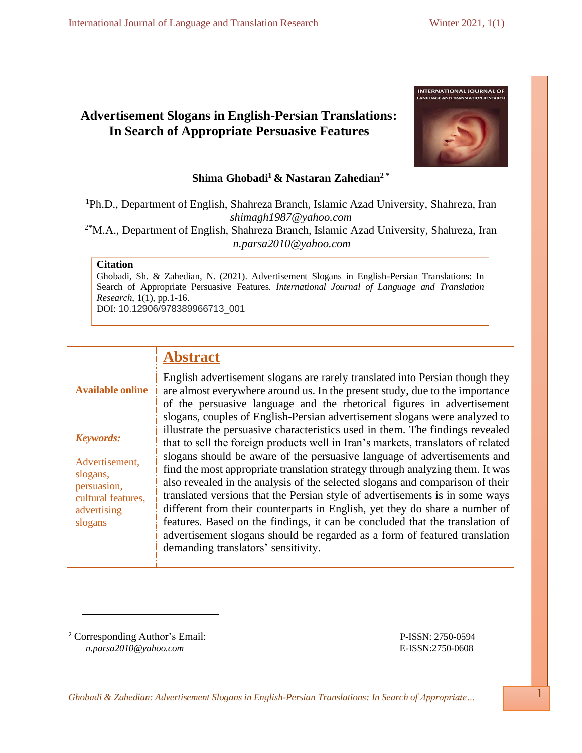# Advertisement Slogans in English-Persian Translations: In Search of Appropriate Persuasive Features

**Shima Ghobadi[1] & Nastaran Zahedian[2 *]**

[1]Ph.D., Department of English, Shahreza Branch, Islamic Azad University, Shahreza, Iran
*shimagh1987@yahoo.com*

[2*]M.A., Department of English, Shahreza Branch, Islamic Azad University, Shahreza, Iran
*n.parsa2010@yahoo.com*

**Citation**

Ghobadi, Sh. & Zahedian, N. (2021). Advertisement Slogans in English-Persian Translations: In Search of Appropriate Persuasive Features. *International Journal of Language and Translation Research*, 1(1), pp.1-16.
DOI: 10.12906/978389966713_001

**Available online**

***Keywords:***

Advertisement, slogans, persuasion, cultural features, advertising slogans

## Abstract

English advertisement slogans are rarely translated into Persian though they are almost everywhere around us. In the present study, due to the importance of the persuasive language and the rhetorical figures in advertisement slogans, couples of English-Persian advertisement slogans were analyzed to illustrate the persuasive characteristics used in them. The findings revealed that to sell the foreign products well in Iran's markets, translators of related slogans should be aware of the persuasive language of advertisements and find the most appropriate translation strategy through analyzing them. It was also revealed in the analysis of the selected slogans and comparison of their translated versions that the Persian style of advertisements is in some ways different from their counterparts in English, yet they do share a number of features. Based on the findings, it can be concluded that the translation of advertisement slogans should be regarded as a form of featured translation demanding translators' sensitivity.

---

[2] Corresponding Author's Email:
*n.parsa2010@yahoo.com*

P-ISSN: 2750-0594
E-ISSN:2750-0608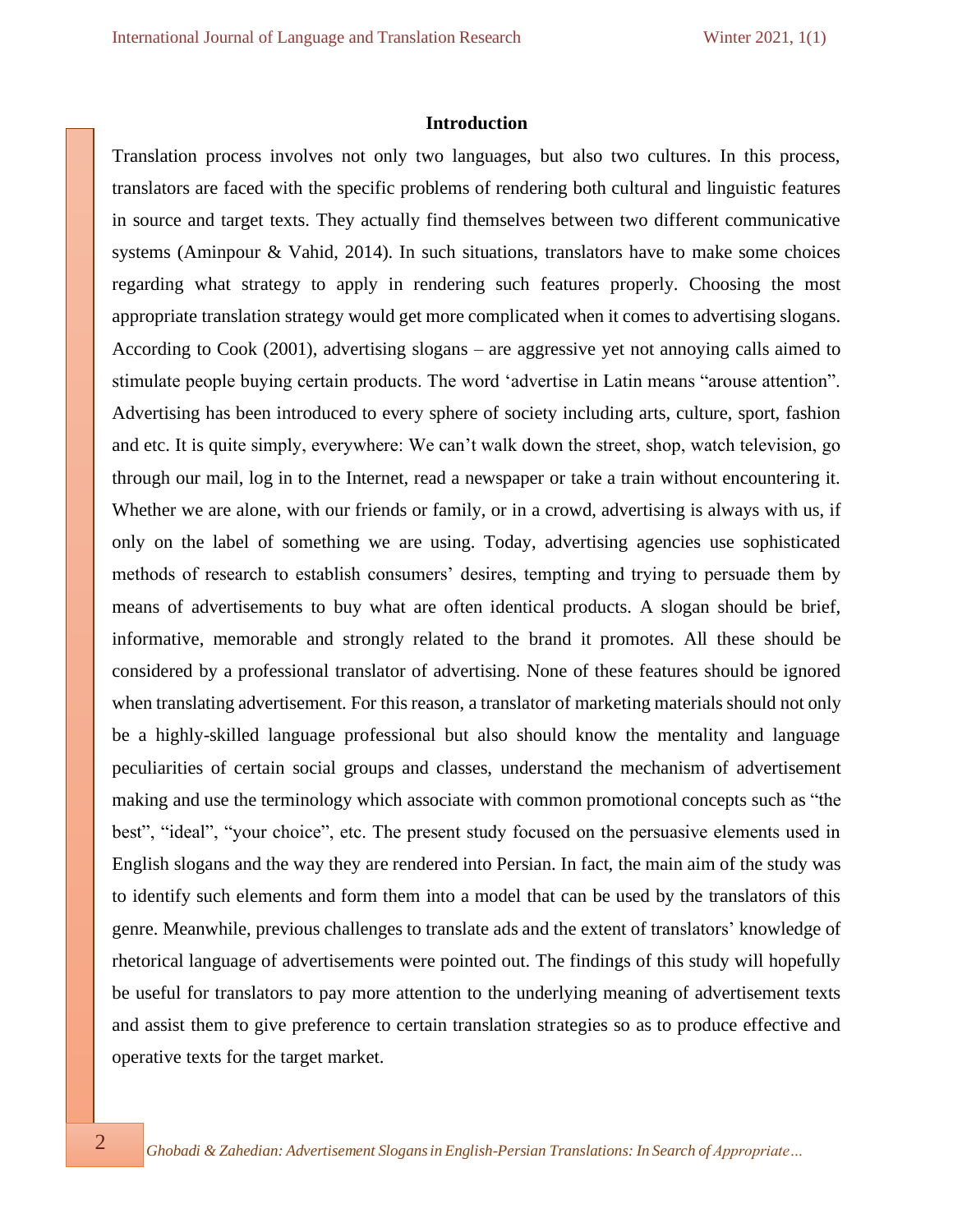## Introduction

Translation process involves not only two languages, but also two cultures. In this process, translators are faced with the specific problems of rendering both cultural and linguistic features in source and target texts. They actually find themselves between two different communicative systems (Aminpour & Vahid, 2014). In such situations, translators have to make some choices regarding what strategy to apply in rendering such features properly. Choosing the most appropriate translation strategy would get more complicated when it comes to advertising slogans. According to Cook (2001), advertising slogans – are aggressive yet not annoying calls aimed to stimulate people buying certain products. The word 'advertise in Latin means "arouse attention". Advertising has been introduced to every sphere of society including arts, culture, sport, fashion and etc. It is quite simply, everywhere: We can't walk down the street, shop, watch television, go through our mail, log in to the Internet, read a newspaper or take a train without encountering it. Whether we are alone, with our friends or family, or in a crowd, advertising is always with us, if only on the label of something we are using. Today, advertising agencies use sophisticated methods of research to establish consumers' desires, tempting and trying to persuade them by means of advertisements to buy what are often identical products. A slogan should be brief, informative, memorable and strongly related to the brand it promotes. All these should be considered by a professional translator of advertising. None of these features should be ignored when translating advertisement. For this reason, a translator of marketing materials should not only be a highly-skilled language professional but also should know the mentality and language peculiarities of certain social groups and classes, understand the mechanism of advertisement making and use the terminology which associate with common promotional concepts such as "the best", "ideal", "your choice", etc. The present study focused on the persuasive elements used in English slogans and the way they are rendered into Persian. In fact, the main aim of the study was to identify such elements and form them into a model that can be used by the translators of this genre. Meanwhile, previous challenges to translate ads and the extent of translators' knowledge of rhetorical language of advertisements were pointed out. The findings of this study will hopefully be useful for translators to pay more attention to the underlying meaning of advertisement texts and assist them to give preference to certain translation strategies so as to produce effective and operative texts for the target market.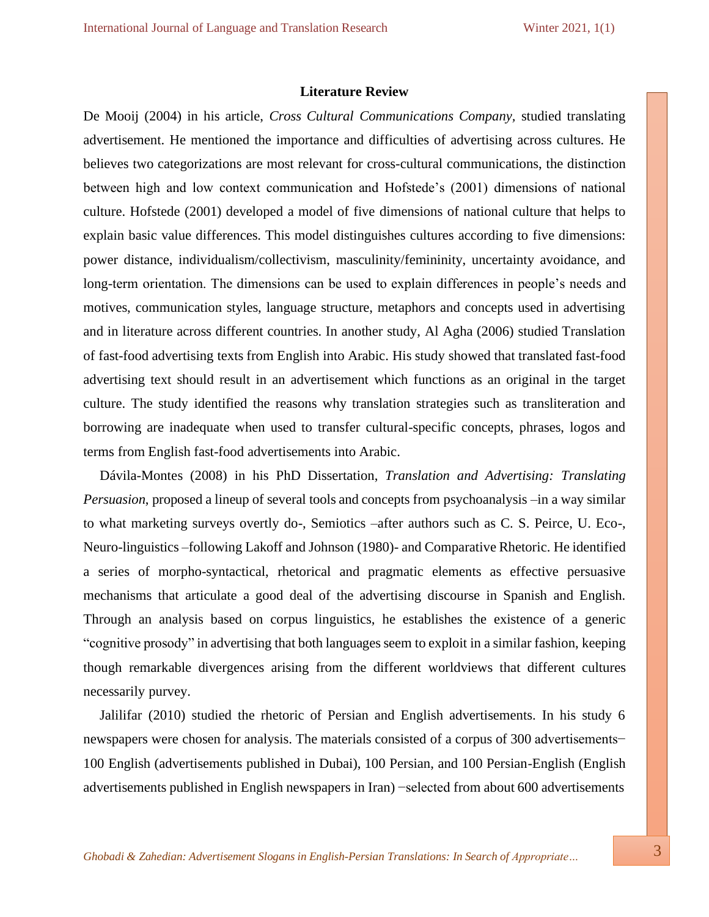## Literature Review

De Mooij (2004) in his article, *Cross Cultural Communications Company*, studied translating advertisement. He mentioned the importance and difficulties of advertising across cultures. He believes two categorizations are most relevant for cross-cultural communications, the distinction between high and low context communication and Hofstede's (2001) dimensions of national culture. Hofstede (2001) developed a model of five dimensions of national culture that helps to explain basic value differences. This model distinguishes cultures according to five dimensions: power distance, individualism/collectivism, masculinity/femininity, uncertainty avoidance, and long-term orientation. The dimensions can be used to explain differences in people's needs and motives, communication styles, language structure, metaphors and concepts used in advertising and in literature across different countries. In another study, Al Agha (2006) studied Translation of fast-food advertising texts from English into Arabic. His study showed that translated fast-food advertising text should result in an advertisement which functions as an original in the target culture. The study identified the reasons why translation strategies such as transliteration and borrowing are inadequate when used to transfer cultural-specific concepts, phrases, logos and terms from English fast-food advertisements into Arabic.

Dávila-Montes (2008) in his PhD Dissertation, *Translation and Advertising: Translating Persuasion*, proposed a lineup of several tools and concepts from psychoanalysis –in a way similar to what marketing surveys overtly do-, Semiotics –after authors such as C. S. Peirce, U. Eco-, Neuro-linguistics –following Lakoff and Johnson (1980)- and Comparative Rhetoric. He identified a series of morpho-syntactical, rhetorical and pragmatic elements as effective persuasive mechanisms that articulate a good deal of the advertising discourse in Spanish and English. Through an analysis based on corpus linguistics, he establishes the existence of a generic "cognitive prosody" in advertising that both languages seem to exploit in a similar fashion, keeping though remarkable divergences arising from the different worldviews that different cultures necessarily purvey.

Jalilifar (2010) studied the rhetoric of Persian and English advertisements. In his study 6 newspapers were chosen for analysis. The materials consisted of a corpus of 300 advertisements− 100 English (advertisements published in Dubai), 100 Persian, and 100 Persian-English (English advertisements published in English newspapers in Iran) −selected from about 600 advertisements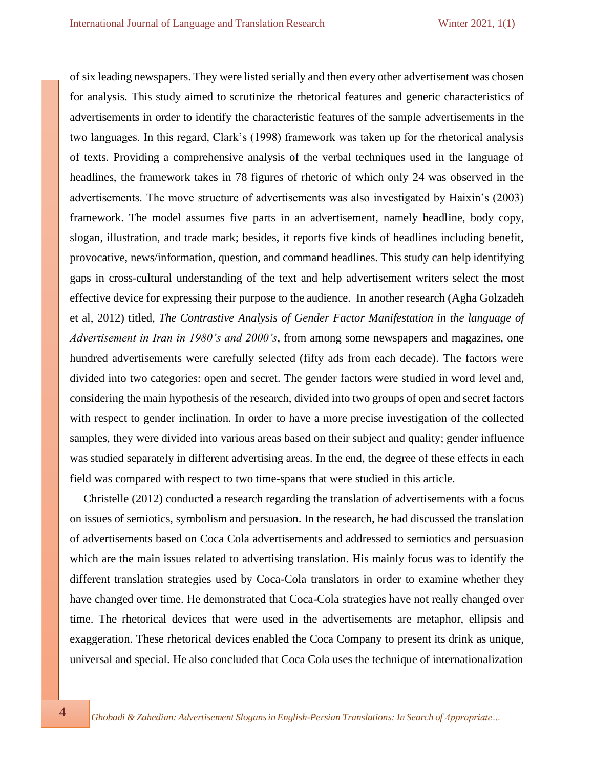of six leading newspapers. They were listed serially and then every other advertisement was chosen for analysis. This study aimed to scrutinize the rhetorical features and generic characteristics of advertisements in order to identify the characteristic features of the sample advertisements in the two languages. In this regard, Clark's (1998) framework was taken up for the rhetorical analysis of texts. Providing a comprehensive analysis of the verbal techniques used in the language of headlines, the framework takes in 78 figures of rhetoric of which only 24 was observed in the advertisements. The move structure of advertisements was also investigated by Haixin's (2003) framework. The model assumes five parts in an advertisement, namely headline, body copy, slogan, illustration, and trade mark; besides, it reports five kinds of headlines including benefit, provocative, news/information, question, and command headlines. This study can help identifying gaps in cross-cultural understanding of the text and help advertisement writers select the most effective device for expressing their purpose to the audience. In another research (Agha Golzadeh et al, 2012) titled, *The Contrastive Analysis of Gender Factor Manifestation in the language of Advertisement in Iran in 1980's and 2000's*, from among some newspapers and magazines, one hundred advertisements were carefully selected (fifty ads from each decade). The factors were divided into two categories: open and secret. The gender factors were studied in word level and, considering the main hypothesis of the research, divided into two groups of open and secret factors with respect to gender inclination. In order to have a more precise investigation of the collected samples, they were divided into various areas based on their subject and quality; gender influence was studied separately in different advertising areas. In the end, the degree of these effects in each field was compared with respect to two time-spans that were studied in this article.

Christelle (2012) conducted a research regarding the translation of advertisements with a focus on issues of semiotics, symbolism and persuasion. In the research, he had discussed the translation of advertisements based on Coca Cola advertisements and addressed to semiotics and persuasion which are the main issues related to advertising translation. His mainly focus was to identify the different translation strategies used by Coca-Cola translators in order to examine whether they have changed over time. He demonstrated that Coca-Cola strategies have not really changed over time. The rhetorical devices that were used in the advertisements are metaphor, ellipsis and exaggeration. These rhetorical devices enabled the Coca Company to present its drink as unique, universal and special. He also concluded that Coca Cola uses the technique of internationalization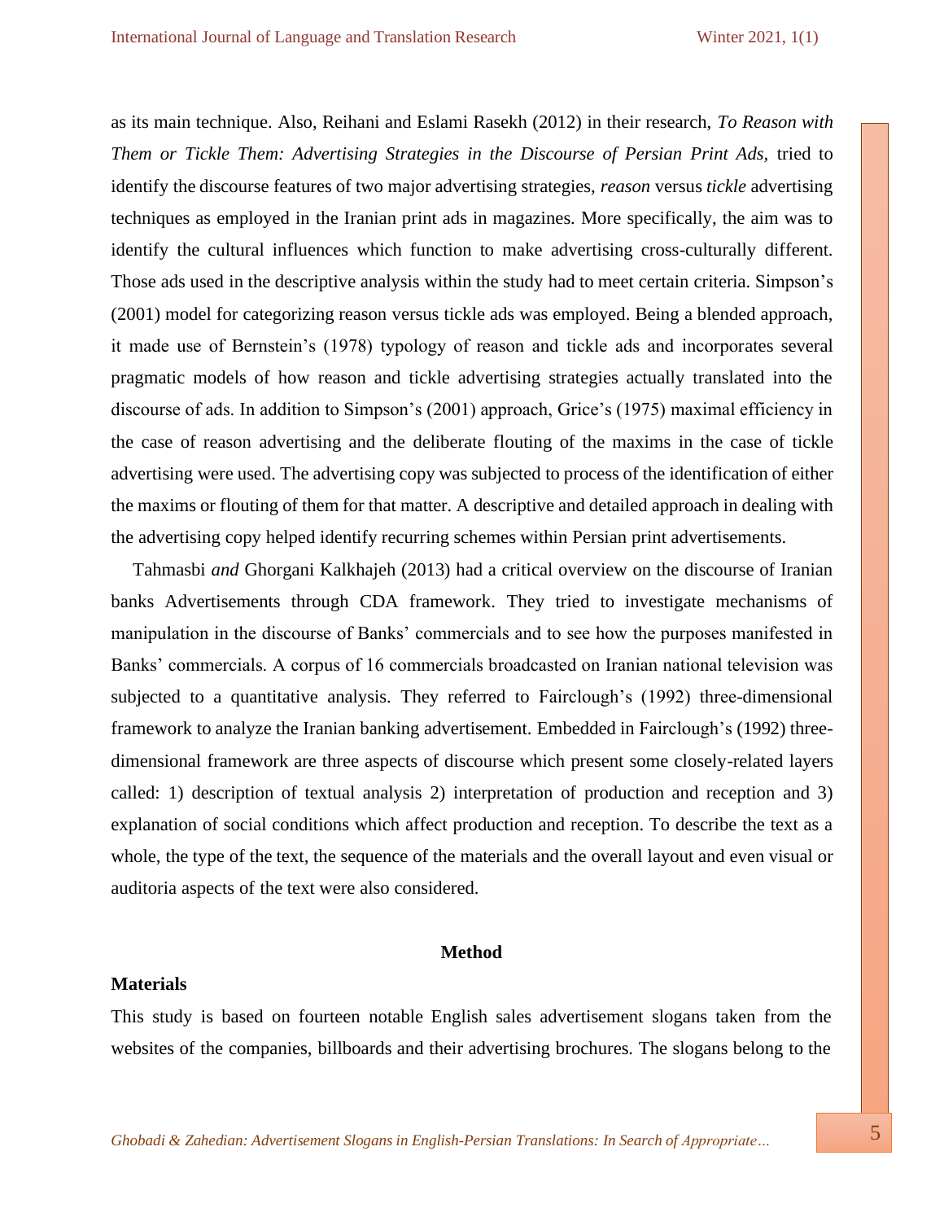as its main technique. Also, Reihani and Eslami Rasekh (2012) in their research, *To Reason with Them or Tickle Them: Advertising Strategies in the Discourse of Persian Print Ads,* tried to identify the discourse features of two major advertising strategies, *reason* versus *tickle* advertising techniques as employed in the Iranian print ads in magazines. More specifically, the aim was to identify the cultural influences which function to make advertising cross-culturally different. Those ads used in the descriptive analysis within the study had to meet certain criteria. Simpson's (2001) model for categorizing reason versus tickle ads was employed. Being a blended approach, it made use of Bernstein's (1978) typology of reason and tickle ads and incorporates several pragmatic models of how reason and tickle advertising strategies actually translated into the discourse of ads. In addition to Simpson's (2001) approach, Grice's (1975) maximal efficiency in the case of reason advertising and the deliberate flouting of the maxims in the case of tickle advertising were used. The advertising copy was subjected to process of the identification of either the maxims or flouting of them for that matter. A descriptive and detailed approach in dealing with the advertising copy helped identify recurring schemes within Persian print advertisements.

Tahmasbi *and* Ghorgani Kalkhajeh (2013) had a critical overview on the discourse of Iranian banks Advertisements through CDA framework. They tried to investigate mechanisms of manipulation in the discourse of Banks' commercials and to see how the purposes manifested in Banks' commercials. A corpus of 16 commercials broadcasted on Iranian national television was subjected to a quantitative analysis. They referred to Fairclough's (1992) three-dimensional framework to analyze the Iranian banking advertisement. Embedded in Fairclough's (1992) three-dimensional framework are three aspects of discourse which present some closely-related layers called: 1) description of textual analysis 2) interpretation of production and reception and 3) explanation of social conditions which affect production and reception. To describe the text as a whole, the type of the text, the sequence of the materials and the overall layout and even visual or auditoria aspects of the text were also considered.

## Method

### Materials

This study is based on fourteen notable English sales advertisement slogans taken from the websites of the companies, billboards and their advertising brochures. The slogans belong to the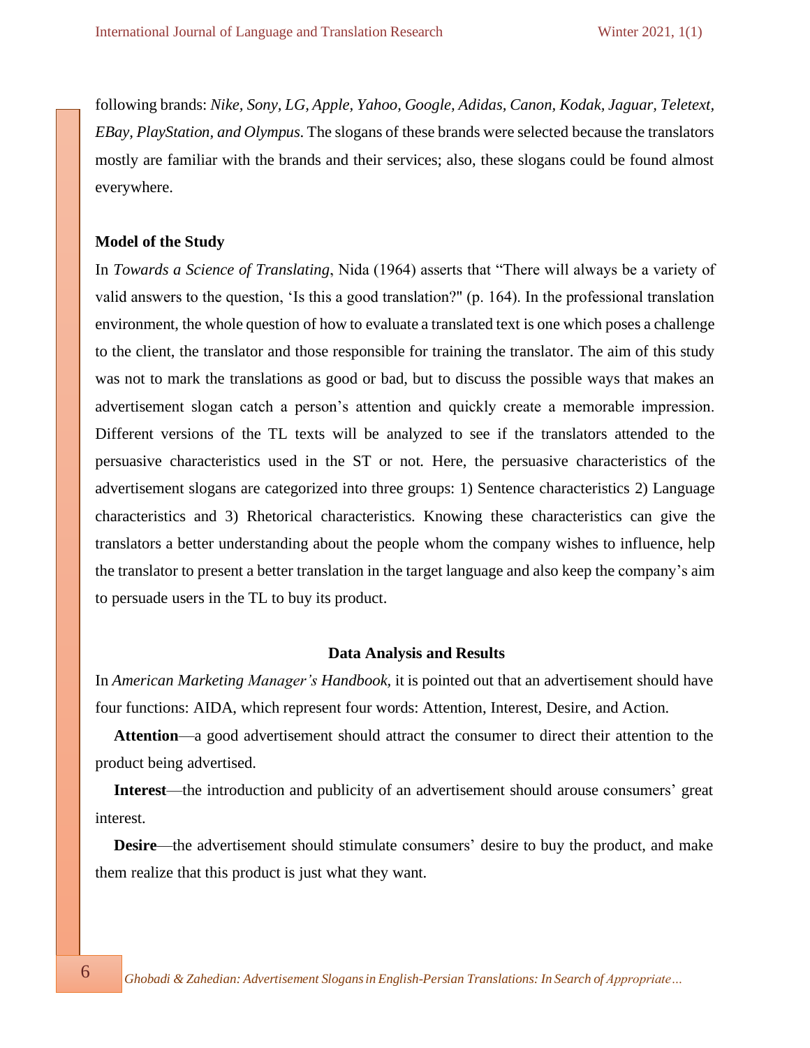following brands: *Nike, Sony, LG, Apple, Yahoo, Google, Adidas, Canon, Kodak, Jaguar, Teletext, EBay, PlayStation, and Olympus.* The slogans of these brands were selected because the translators mostly are familiar with the brands and their services; also, these slogans could be found almost everywhere.

### Model of the Study

In *Towards a Science of Translating*, Nida (1964) asserts that "There will always be a variety of valid answers to the question, 'Is this a good translation?" (p. 164). In the professional translation environment, the whole question of how to evaluate a translated text is one which poses a challenge to the client, the translator and those responsible for training the translator. The aim of this study was not to mark the translations as good or bad, but to discuss the possible ways that makes an advertisement slogan catch a person's attention and quickly create a memorable impression. Different versions of the TL texts will be analyzed to see if the translators attended to the persuasive characteristics used in the ST or not. Here, the persuasive characteristics of the advertisement slogans are categorized into three groups: 1) Sentence characteristics 2) Language characteristics and 3) Rhetorical characteristics. Knowing these characteristics can give the translators a better understanding about the people whom the company wishes to influence, help the translator to present a better translation in the target language and also keep the company's aim to persuade users in the TL to buy its product.

## Data Analysis and Results

In *American Marketing Manager's Handbook*, it is pointed out that an advertisement should have four functions: AIDA, which represent four words: Attention, Interest, Desire, and Action.

**Attention**—a good advertisement should attract the consumer to direct their attention to the product being advertised.

**Interest**—the introduction and publicity of an advertisement should arouse consumers' great interest.

**Desire**—the advertisement should stimulate consumers' desire to buy the product, and make them realize that this product is just what they want.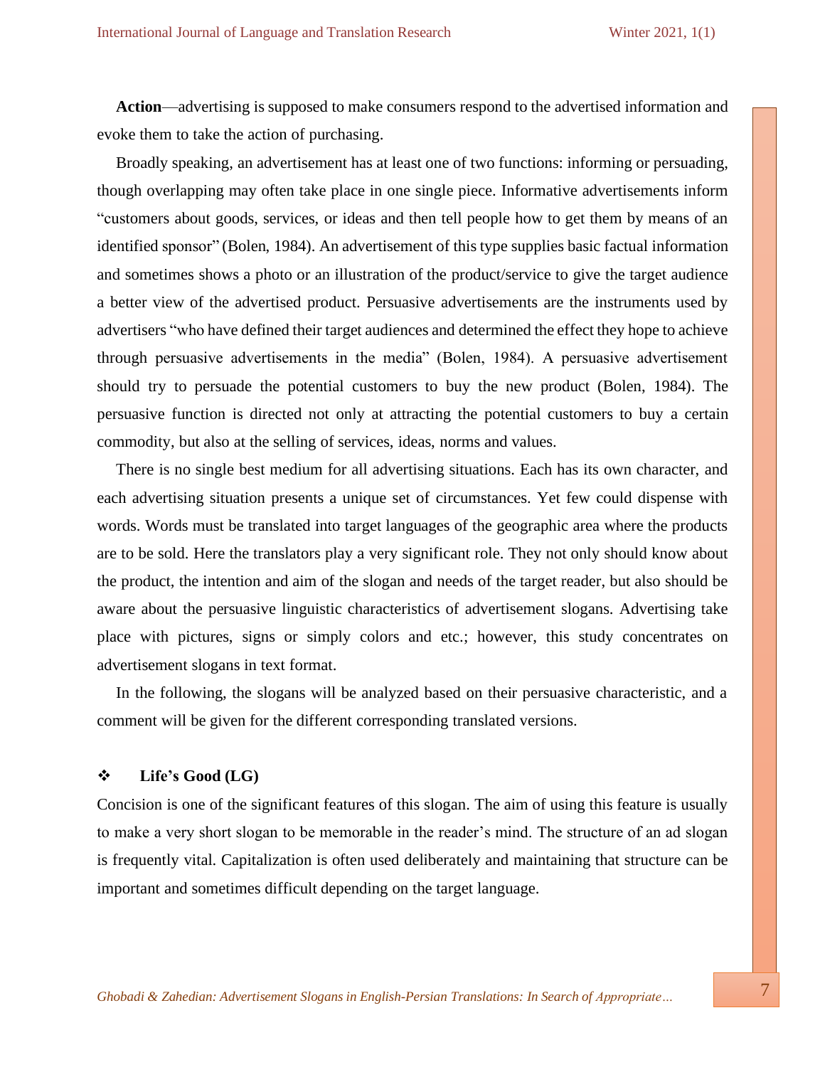**Action**—advertising is supposed to make consumers respond to the advertised information and evoke them to take the action of purchasing.

Broadly speaking, an advertisement has at least one of two functions: informing or persuading, though overlapping may often take place in one single piece. Informative advertisements inform "customers about goods, services, or ideas and then tell people how to get them by means of an identified sponsor" (Bolen, 1984). An advertisement of this type supplies basic factual information and sometimes shows a photo or an illustration of the product/service to give the target audience a better view of the advertised product. Persuasive advertisements are the instruments used by advertisers "who have defined their target audiences and determined the effect they hope to achieve through persuasive advertisements in the media" (Bolen, 1984). A persuasive advertisement should try to persuade the potential customers to buy the new product (Bolen, 1984). The persuasive function is directed not only at attracting the potential customers to buy a certain commodity, but also at the selling of services, ideas, norms and values.

There is no single best medium for all advertising situations. Each has its own character, and each advertising situation presents a unique set of circumstances. Yet few could dispense with words. Words must be translated into target languages of the geographic area where the products are to be sold. Here the translators play a very significant role. They not only should know about the product, the intention and aim of the slogan and needs of the target reader, but also should be aware about the persuasive linguistic characteristics of advertisement slogans. Advertising take place with pictures, signs or simply colors and etc.; however, this study concentrates on advertisement slogans in text format.

In the following, the slogans will be analyzed based on their persuasive characteristic, and a comment will be given for the different corresponding translated versions.

- **Life's Good (LG)**

Concision is one of the significant features of this slogan. The aim of using this feature is usually to make a very short slogan to be memorable in the reader's mind. The structure of an ad slogan is frequently vital. Capitalization is often used deliberately and maintaining that structure can be important and sometimes difficult depending on the target language.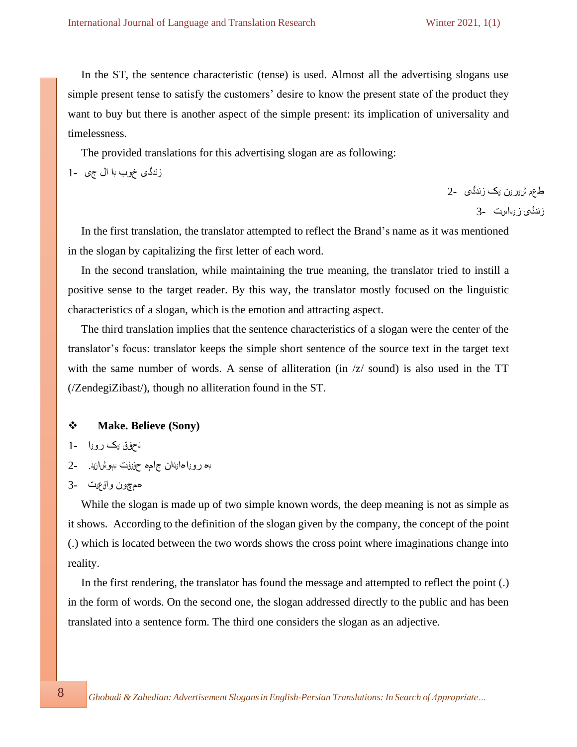In the ST, the sentence characteristic (tense) is used. Almost all the advertising slogans use simple present tense to satisfy the customers' desire to know the present state of the product they want to buy but there is another aspect of the simple present: its implication of universality and timelessness.

The provided translations for this advertising slogan are as following:

1- زندگی خوب با ال جی

2- طعم شیرین یک زندگی

3- زندگی زیباست

In the first translation, the translator attempted to reflect the Brand's name as it was mentioned in the slogan by capitalizing the first letter of each word.

In the second translation, while maintaining the true meaning, the translator tried to instill a positive sense to the target reader. By this way, the translator mostly focused on the linguistic characteristics of a slogan, which is the emotion and attracting aspect.

The third translation implies that the sentence characteristics of a slogan were the center of the translator's focus: translator keeps the simple short sentence of the source text in the target text with the same number of words. A sense of alliteration (in /z/ sound) is also used in the TT (/ZendegiZibast/), though no alliteration found in the ST.

❖ **Make. Believe (Sony)**

1- تحقق یک رویا

2- به رویاهایتان جامه حقیقت بپوشانید.

3- همچون واقعیت

While the slogan is made up of two simple known words, the deep meaning is not as simple as it shows. According to the definition of the slogan given by the company, the concept of the point (.) which is located between the two words shows the cross point where imaginations change into reality.

In the first rendering, the translator has found the message and attempted to reflect the point (.) in the form of words. On the second one, the slogan addressed directly to the public and has been translated into a sentence form. The third one considers the slogan as an adjective.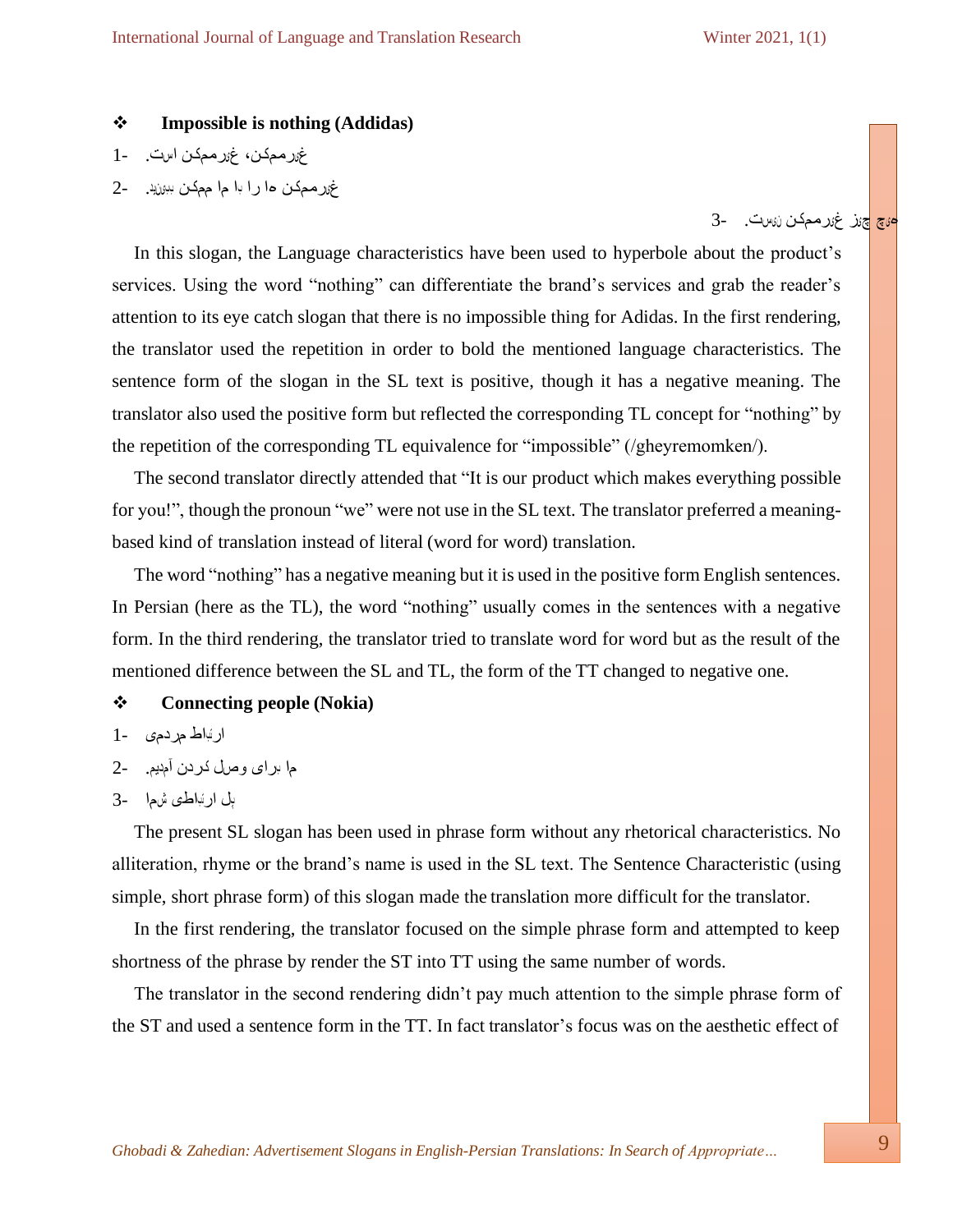❖ **Impossible is nothing (Addidas)**

1- غیرممکن، غیرممکن است.

2- غیرممکن ها را با ما ممکن ببینید.

3- هیچ چیز غیرممکن نیست.

In this slogan, the Language characteristics have been used to hyperbole about the product's services. Using the word "nothing" can differentiate the brand's services and grab the reader's attention to its eye catch slogan that there is no impossible thing for Adidas. In the first rendering, the translator used the repetition in order to bold the mentioned language characteristics. The sentence form of the slogan in the SL text is positive, though it has a negative meaning. The translator also used the positive form but reflected the corresponding TL concept for "nothing" by the repetition of the corresponding TL equivalence for "impossible" (/gheyremomken/).

The second translator directly attended that "It is our product which makes everything possible for you!", though the pronoun "we" were not use in the SL text. The translator preferred a meaning-based kind of translation instead of literal (word for word) translation.

The word "nothing" has a negative meaning but it is used in the positive form English sentences. In Persian (here as the TL), the word "nothing" usually comes in the sentences with a negative form. In the third rendering, the translator tried to translate word for word but as the result of the mentioned difference between the SL and TL, the form of the TT changed to negative one.

❖ **Connecting people (Nokia)**

1- ارتباط مردمی

2- ما برای وصل کردن آمدیم.

3- پل ارتباطی شما

The present SL slogan has been used in phrase form without any rhetorical characteristics. No alliteration, rhyme or the brand's name is used in the SL text. The Sentence Characteristic (using simple, short phrase form) of this slogan made the translation more difficult for the translator.

In the first rendering, the translator focused on the simple phrase form and attempted to keep shortness of the phrase by render the ST into TT using the same number of words.

The translator in the second rendering didn't pay much attention to the simple phrase form of the ST and used a sentence form in the TT. In fact translator's focus was on the aesthetic effect of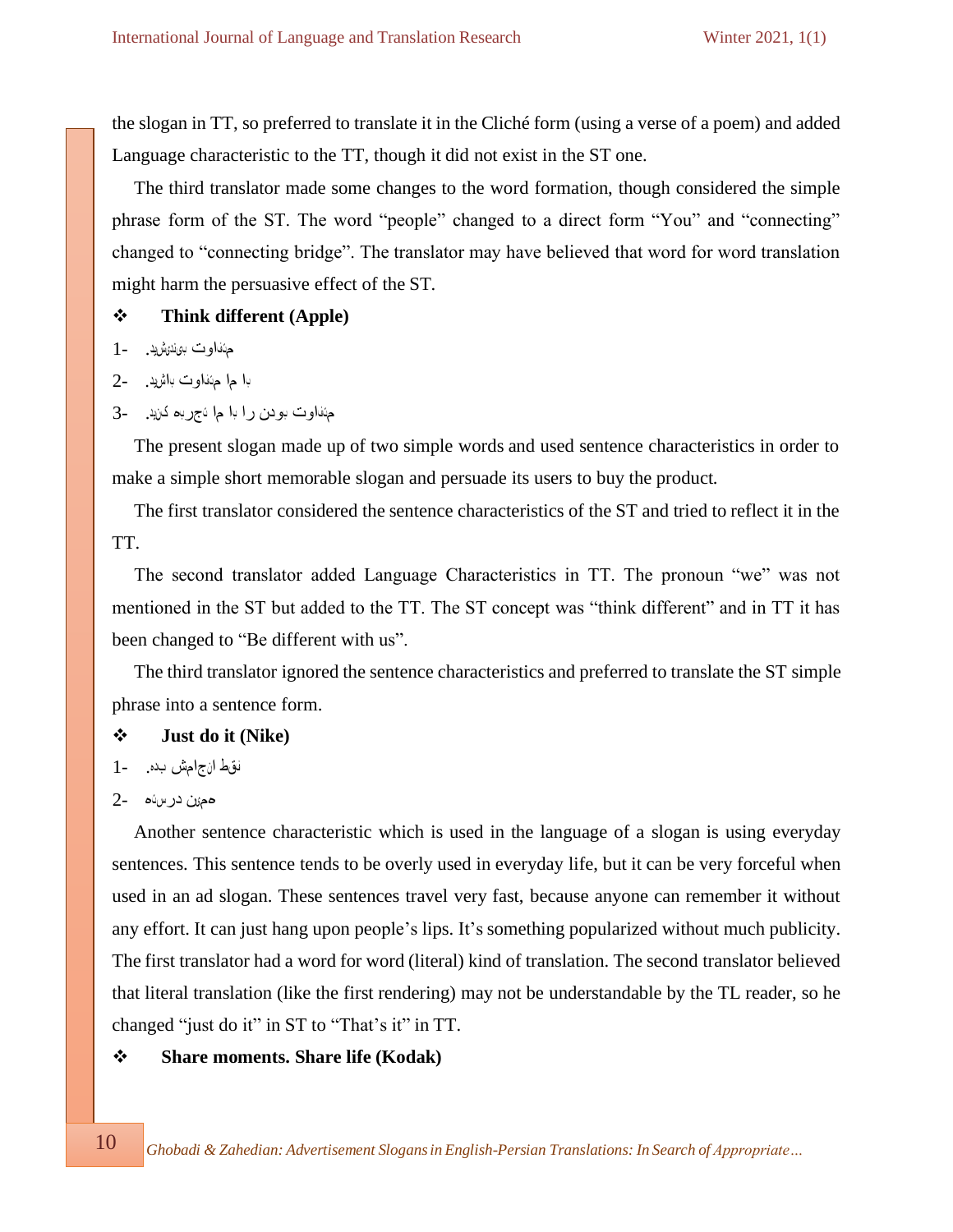the slogan in TT, so preferred to translate it in the Cliché form (using a verse of a poem) and added Language characteristic to the TT, though it did not exist in the ST one.

The third translator made some changes to the word formation, though considered the simple phrase form of the ST. The word "people" changed to a direct form "You" and "connecting" changed to "connecting bridge". The translator may have believed that word for word translation might harm the persuasive effect of the ST.

❖ **Think different (Apple)**

1- متفاوت بیندیشید.

2- با ما متفاوت باشید.

3- متفاوت بودن را با ما تجربه کنید.

The present slogan made up of two simple words and used sentence characteristics in order to make a simple short memorable slogan and persuade its users to buy the product.

The first translator considered the sentence characteristics of the ST and tried to reflect it in the TT.

The second translator added Language Characteristics in TT. The pronoun "we" was not mentioned in the ST but added to the TT. The ST concept was "think different" and in TT it has been changed to "Be different with us".

The third translator ignored the sentence characteristics and preferred to translate the ST simple phrase into a sentence form.

❖ **Just do it (Nike)**

1- فقط انجامش بده.

2- همین درسته

Another sentence characteristic which is used in the language of a slogan is using everyday sentences. This sentence tends to be overly used in everyday life, but it can be very forceful when used in an ad slogan. These sentences travel very fast, because anyone can remember it without any effort. It can just hang upon people's lips. It's something popularized without much publicity. The first translator had a word for word (literal) kind of translation. The second translator believed that literal translation (like the first rendering) may not be understandable by the TL reader, so he changed "just do it" in ST to "That's it" in TT.

❖ **Share moments. Share life (Kodak)**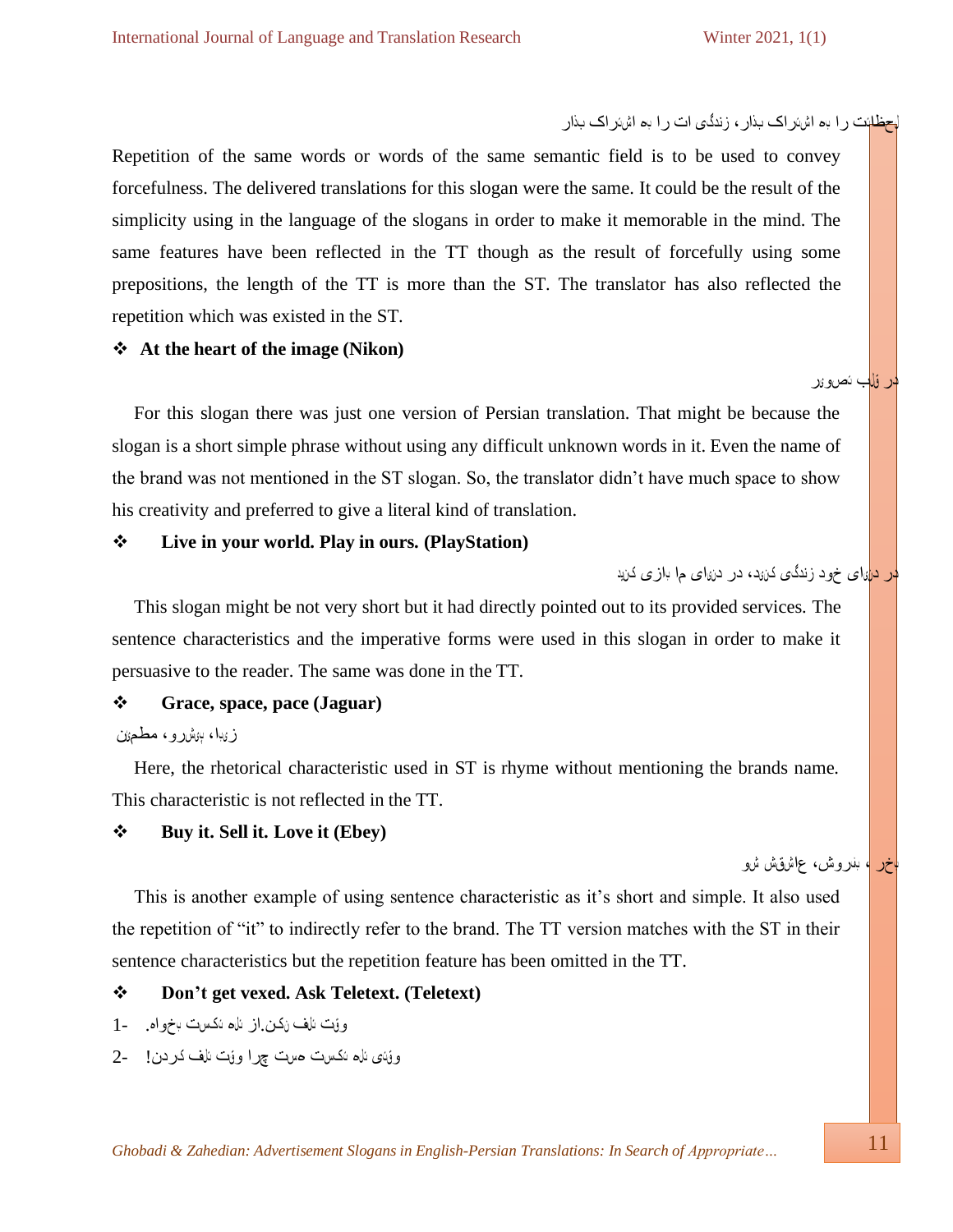لحظات را به اشتراک بذار، زندگی ات را به اشتراک بذار

Repetition of the same words or words of the same semantic field is to be used to convey forcefulness. The delivered translations for this slogan were the same. It could be the result of the simplicity using in the language of the slogans in order to make it memorable in the mind. The same features have been reflected in the TT though as the result of forcefully using some prepositions, the length of the TT is more than the ST. The translator has also reflected the repetition which was existed in the ST.

❖ **At the heart of the image (Nikon)**

در قلب تصویر

For this slogan there was just one version of Persian translation. That might be because the slogan is a short simple phrase without using any difficult unknown words in it. Even the name of the brand was not mentioned in the ST slogan. So, the translator didn't have much space to show his creativity and preferred to give a literal kind of translation.

❖ **Live in your world. Play in ours. (PlayStation)**

در دنیای خود زندگی کنید، در دنیای ما بازی کنید

This slogan might be not very short but it had directly pointed out to its provided services. The sentence characteristics and the imperative forms were used in this slogan in order to make it persuasive to the reader. The same was done in the TT.

❖ **Grace, space, pace (Jaguar)**

زیبا، پیشرو، مطمئن

Here, the rhetorical characteristic used in ST is rhyme without mentioning the brands name. This characteristic is not reflected in the TT.

❖ **Buy it. Sell it. Love it (Ebey)**

بخر، بفروش، عاشقش شو

This is another example of using sentence characteristic as it's short and simple. It also used the repetition of "it" to indirectly refer to the brand. The TT version matches with the ST in their sentence characteristics but the repetition feature has been omitted in the TT.

❖ **Don't get vexed. Ask Teletext. (Teletext)**

1- وقت تلف نکن.از تله تکست بخواه.

2- وقتی تله تکست هست چرا وقت تلف کردن!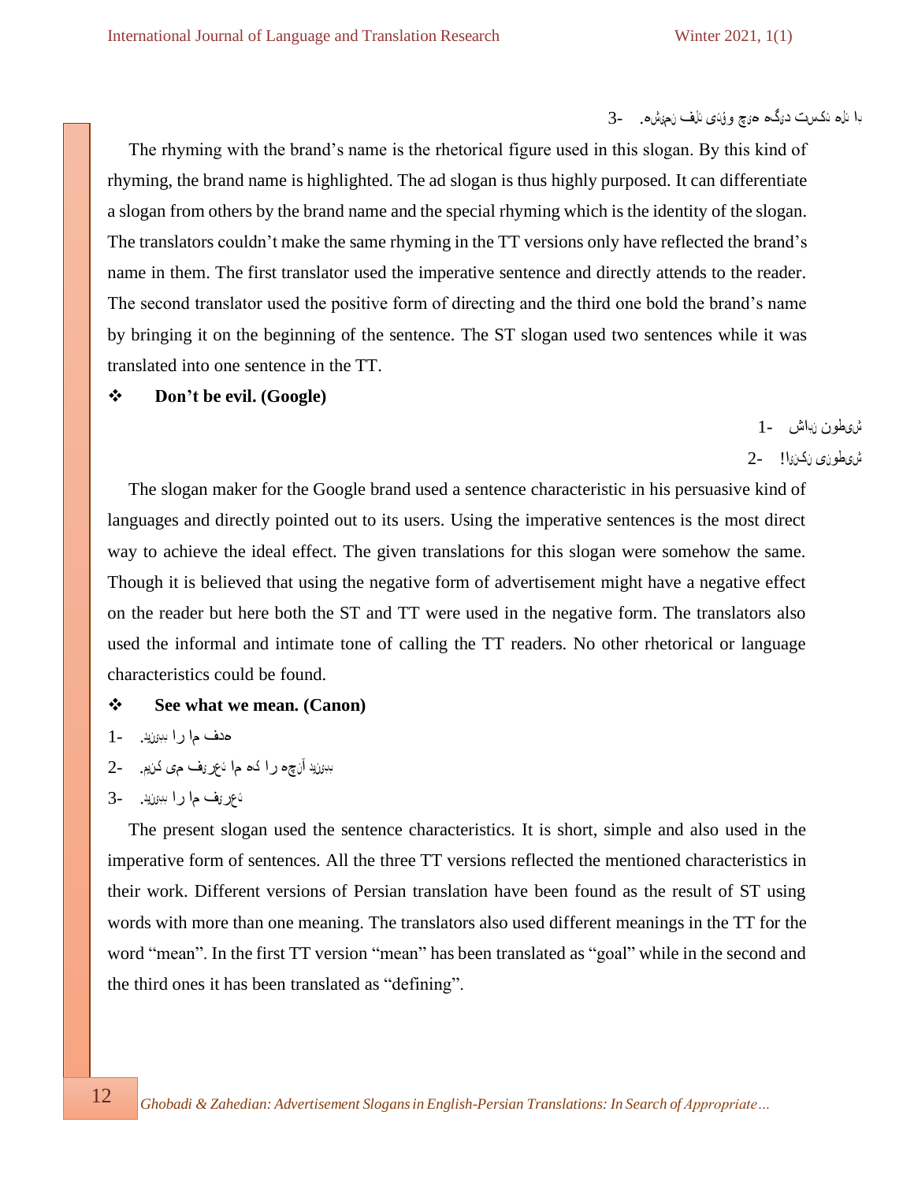3- با ناله نکست دیگه هیچ ووئی نلف نمیشه.

The rhyming with the brand's name is the rhetorical figure used in this slogan. By this kind of rhyming, the brand name is highlighted. The ad slogan is thus highly purposed. It can differentiate a slogan from others by the brand name and the special rhyming which is the identity of the slogan. The translators couldn't make the same rhyming in the TT versions only have reflected the brand's name in them. The first translator used the imperative sentence and directly attends to the reader. The second translator used the positive form of directing and the third one bold the brand's name by bringing it on the beginning of the sentence. The ST slogan used two sentences while it was translated into one sentence in the TT.

❖ **Don't be evil. (Google)**

1- شیطون نباش

2- شیطونی نکنیا!

The slogan maker for the Google brand used a sentence characteristic in his persuasive kind of languages and directly pointed out to its users. Using the imperative sentences is the most direct way to achieve the ideal effect. The given translations for this slogan were somehow the same. Though it is believed that using the negative form of advertisement might have a negative effect on the reader but here both the ST and TT were used in the negative form. The translators also used the informal and intimate tone of calling the TT readers. No other rhetorical or language characteristics could be found.

❖ **See what we mean. (Canon)**

1- هدف ما را ببینید.

2- ببینید آنچه را که ما تعریف می کنیم.

3- تعریف ما را ببینید.

The present slogan used the sentence characteristics. It is short, simple and also used in the imperative form of sentences. All the three TT versions reflected the mentioned characteristics in their work. Different versions of Persian translation have been found as the result of ST using words with more than one meaning. The translators also used different meanings in the TT for the word "mean". In the first TT version "mean" has been translated as "goal" while in the second and the third ones it has been translated as "defining".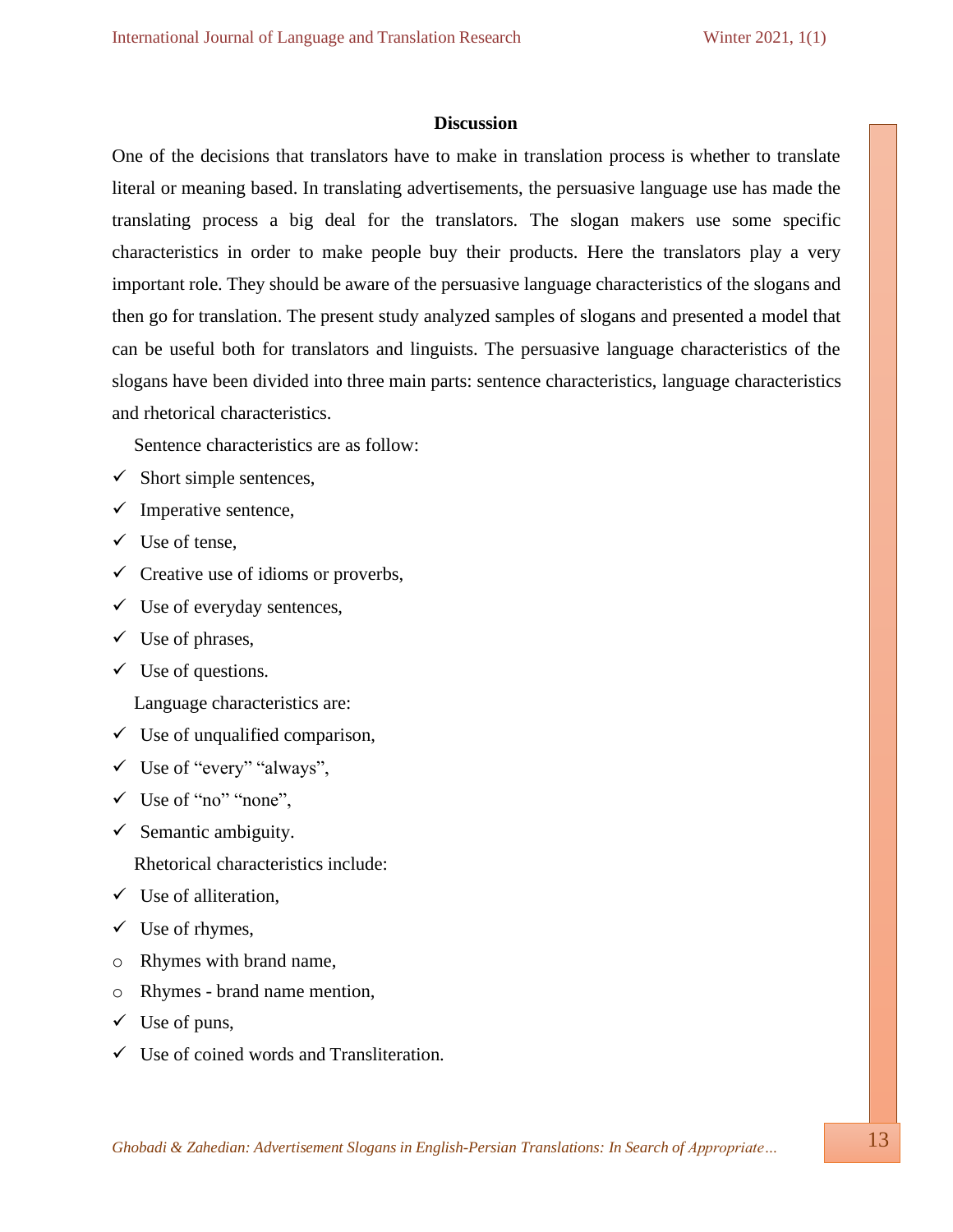## Discussion

One of the decisions that translators have to make in translation process is whether to translate literal or meaning based. In translating advertisements, the persuasive language use has made the translating process a big deal for the translators. The slogan makers use some specific characteristics in order to make people buy their products. Here the translators play a very important role. They should be aware of the persuasive language characteristics of the slogans and then go for translation. The present study analyzed samples of slogans and presented a model that can be useful both for translators and linguists. The persuasive language characteristics of the slogans have been divided into three main parts: sentence characteristics, language characteristics and rhetorical characteristics.

Sentence characteristics are as follow:

- ✓ Short simple sentences,
- ✓ Imperative sentence,
- ✓ Use of tense,
- ✓ Creative use of idioms or proverbs,
- ✓ Use of everyday sentences,
- ✓ Use of phrases,
- ✓ Use of questions.

Language characteristics are:

- ✓ Use of unqualified comparison,
- ✓ Use of “every” “always”,
- ✓ Use of “no” “none”,
- ✓ Semantic ambiguity.

Rhetorical characteristics include:

- ✓ Use of alliteration,
- ✓ Use of rhymes,
  - o Rhymes with brand name,
  - o Rhymes - brand name mention,
- ✓ Use of puns,
- ✓ Use of coined words and Transliteration.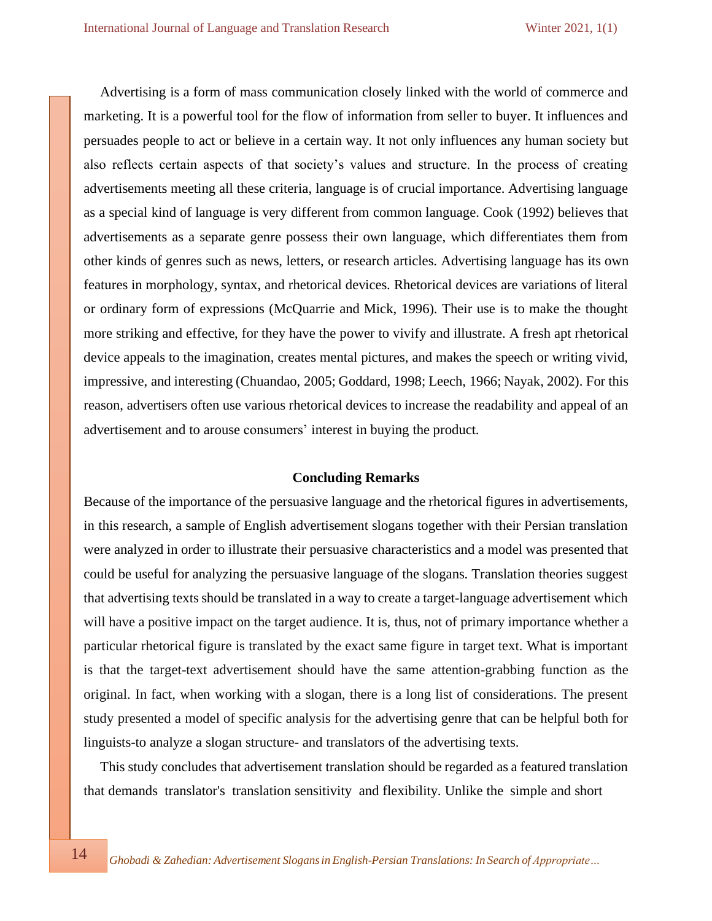Advertising is a form of mass communication closely linked with the world of commerce and marketing. It is a powerful tool for the flow of information from seller to buyer. It influences and persuades people to act or believe in a certain way. It not only influences any human society but also reflects certain aspects of that society's values and structure. In the process of creating advertisements meeting all these criteria, language is of crucial importance. Advertising language as a special kind of language is very different from common language. Cook (1992) believes that advertisements as a separate genre possess their own language, which differentiates them from other kinds of genres such as news, letters, or research articles. Advertising language has its own features in morphology, syntax, and rhetorical devices. Rhetorical devices are variations of literal or ordinary form of expressions (McQuarrie and Mick, 1996). Their use is to make the thought more striking and effective, for they have the power to vivify and illustrate. A fresh apt rhetorical device appeals to the imagination, creates mental pictures, and makes the speech or writing vivid, impressive, and interesting (Chuandao, 2005; Goddard, 1998; Leech, 1966; Nayak, 2002). For this reason, advertisers often use various rhetorical devices to increase the readability and appeal of an advertisement and to arouse consumers' interest in buying the product.

## Concluding Remarks

Because of the importance of the persuasive language and the rhetorical figures in advertisements, in this research, a sample of English advertisement slogans together with their Persian translation were analyzed in order to illustrate their persuasive characteristics and a model was presented that could be useful for analyzing the persuasive language of the slogans. Translation theories suggest that advertising texts should be translated in a way to create a target-language advertisement which will have a positive impact on the target audience. It is, thus, not of primary importance whether a particular rhetorical figure is translated by the exact same figure in target text. What is important is that the target-text advertisement should have the same attention-grabbing function as the original. In fact, when working with a slogan, there is a long list of considerations. The present study presented a model of specific analysis for the advertising genre that can be helpful both for linguists-to analyze a slogan structure- and translators of the advertising texts.

This study concludes that advertisement translation should be regarded as a featured translation that demands translator's translation sensitivity and flexibility. Unlike the simple and short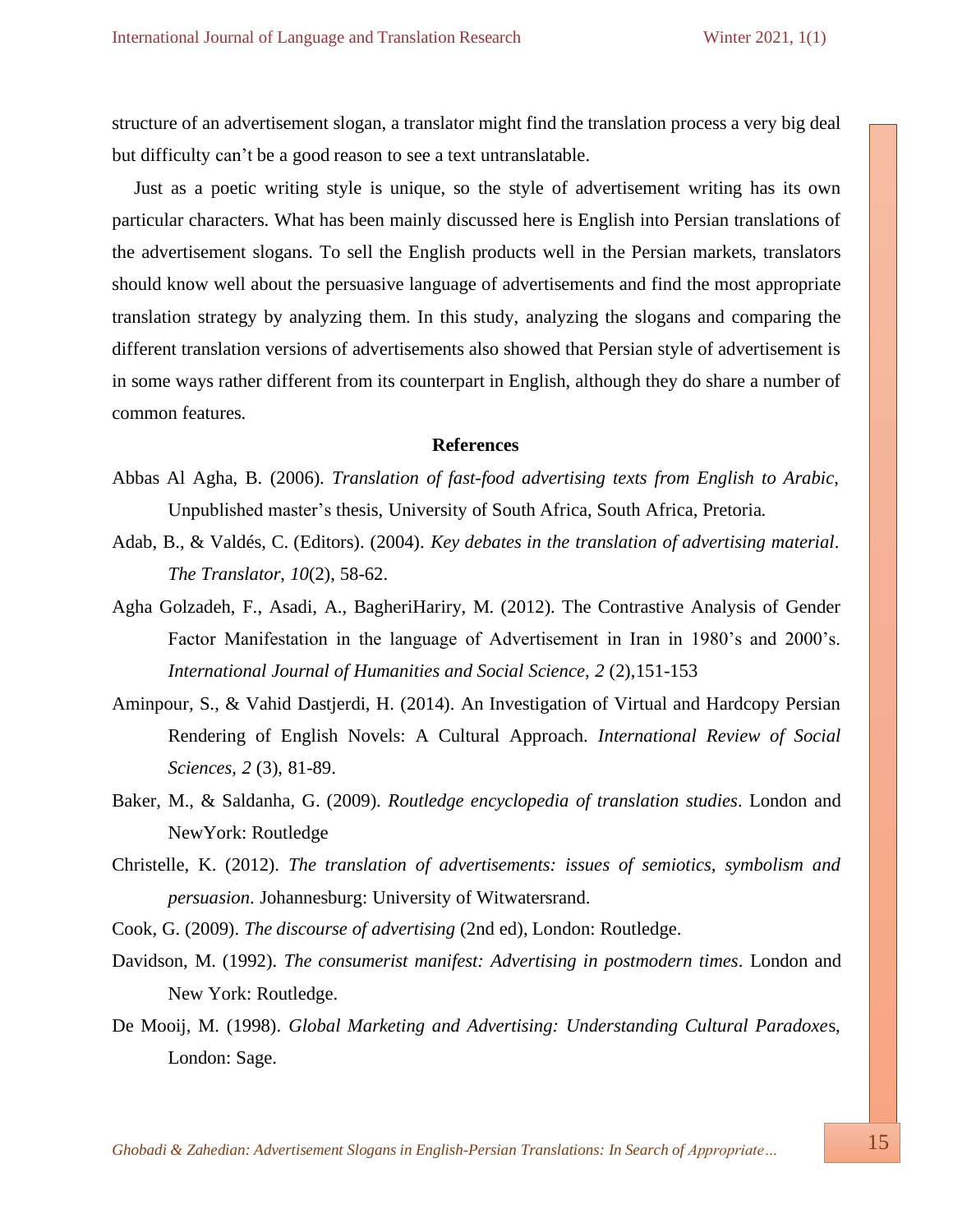structure of an advertisement slogan, a translator might find the translation process a very big deal but difficulty can't be a good reason to see a text untranslatable.

Just as a poetic writing style is unique, so the style of advertisement writing has its own particular characters. What has been mainly discussed here is English into Persian translations of the advertisement slogans. To sell the English products well in the Persian markets, translators should know well about the persuasive language of advertisements and find the most appropriate translation strategy by analyzing them. In this study, analyzing the slogans and comparing the different translation versions of advertisements also showed that Persian style of advertisement is in some ways rather different from its counterpart in English, although they do share a number of common features.

## References

Abbas Al Agha, B. (2006). *Translation of fast-food advertising texts from English to Arabic*, Unpublished master's thesis, University of South Africa, South Africa, Pretoria.

Adab, B., & Valdés, C. (Editors). (2004). *Key debates in the translation of advertising material*. *The Translator*, *10*(2), 58-62.

Agha Golzadeh, F., Asadi, A., BagheriHariry, M. (2012). The Contrastive Analysis of Gender Factor Manifestation in the language of Advertisement in Iran in 1980's and 2000's. *International Journal of Humanities and Social Science*, *2* (2),151-153

Aminpour, S., & Vahid Dastjerdi, H. (2014). An Investigation of Virtual and Hardcopy Persian Rendering of English Novels: A Cultural Approach. *International Review of Social Sciences, 2* (3), 81-89.

Baker, M., & Saldanha, G. (2009). *Routledge encyclopedia of translation studies*. London and NewYork: Routledge

Christelle, K. (2012). *The translation of advertisements: issues of semiotics, symbolism and persuasion*. Johannesburg: University of Witwatersrand.

Cook, G. (2009). *The discourse of advertising* (2nd ed), London: Routledge.

Davidson, M. (1992). *The consumerist manifest: Advertising in postmodern times*. London and New York: Routledge.

De Mooij, M. (1998). *Global Marketing and Advertising: Understanding Cultural Paradoxes*, London: Sage.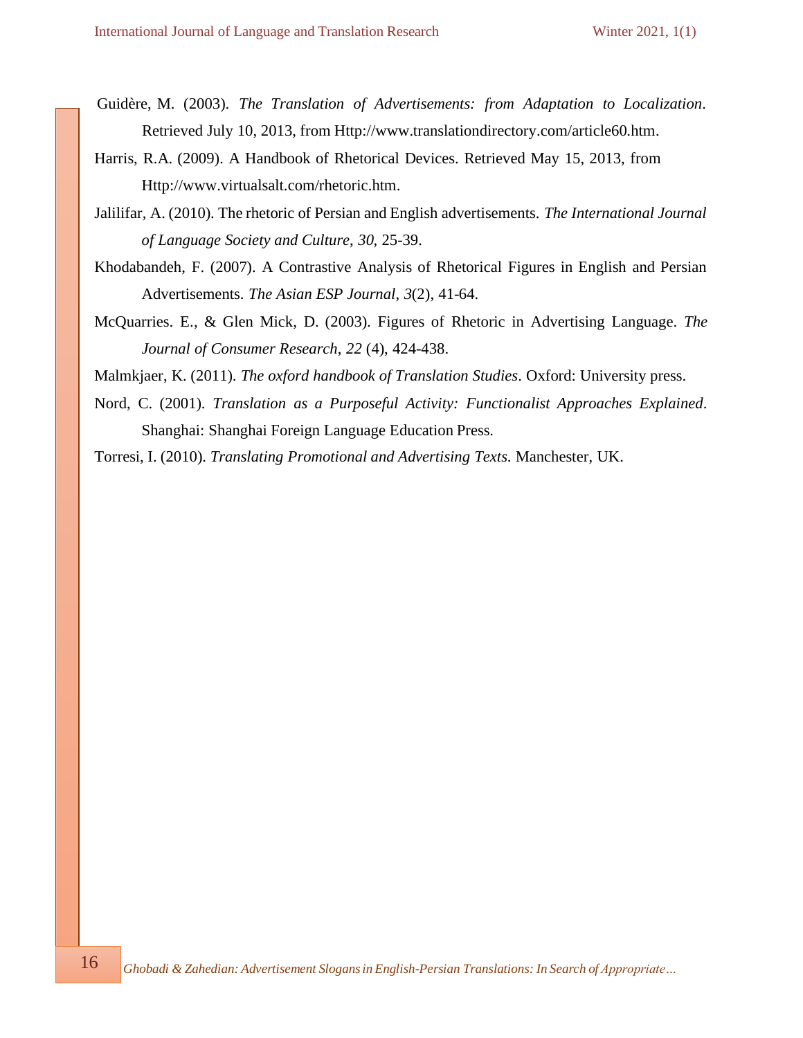Guidère, M. (2003). *The Translation of Advertisements: from Adaptation to Localization*. Retrieved July 10, 2013, from Http://www.translationdirectory.com/article60.htm.

Harris, R.A. (2009). A Handbook of Rhetorical Devices. Retrieved May 15, 2013, from Http://www.virtualsalt.com/rhetoric.htm.

Jalilifar, A. (2010). The rhetoric of Persian and English advertisements. *The International Journal of Language Society and Culture*, *30*, 25-39.

Khodabandeh, F. (2007). A Contrastive Analysis of Rhetorical Figures in English and Persian Advertisements. *The Asian ESP Journal*, *3*(2), 41-64.

McQuarries. E., & Glen Mick, D. (2003). Figures of Rhetoric in Advertising Language. *The Journal of Consumer Research*, *22* (4), 424-438.

Malmkjaer, K. (2011). *The oxford handbook of Translation Studies*. Oxford: University press.

Nord, C. (2001). *Translation as a Purposeful Activity: Functionalist Approaches Explained*. Shanghai: Shanghai Foreign Language Education Press.

Torresi, I. (2010). *Translating Promotional and Advertising Texts*. Manchester, UK.